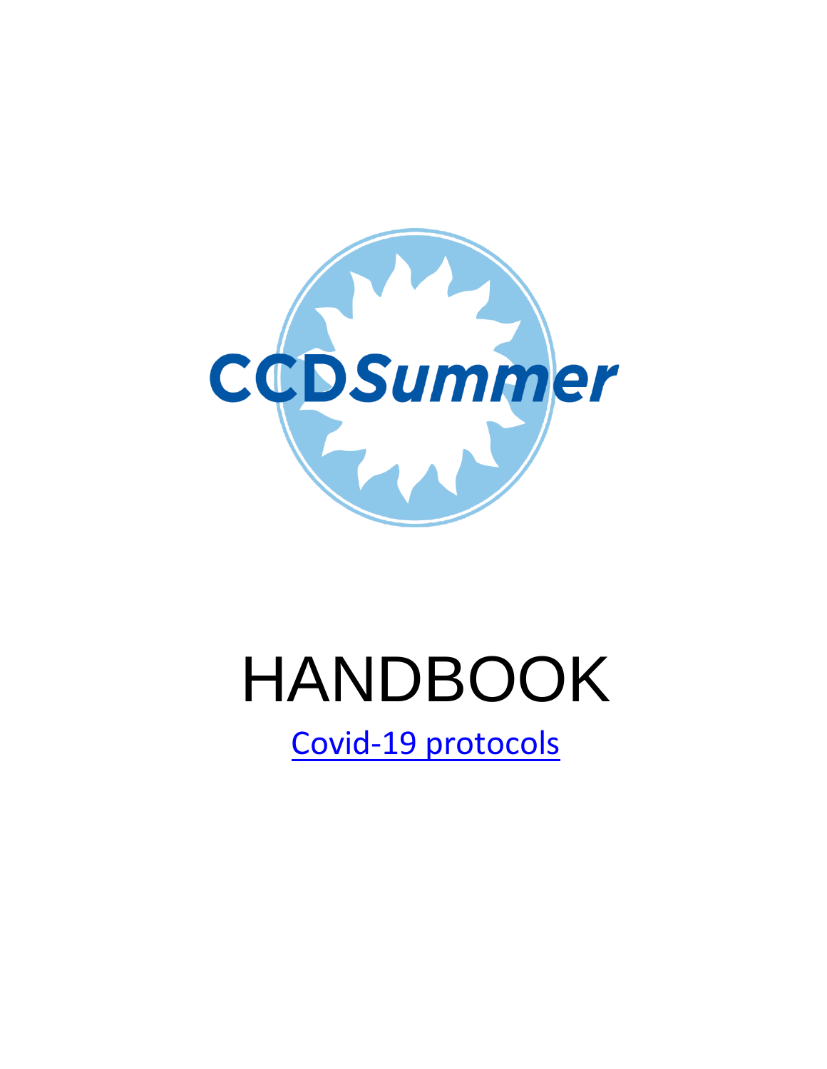CCDSummer

# HANDBOOK

[Covid-19 protocols]()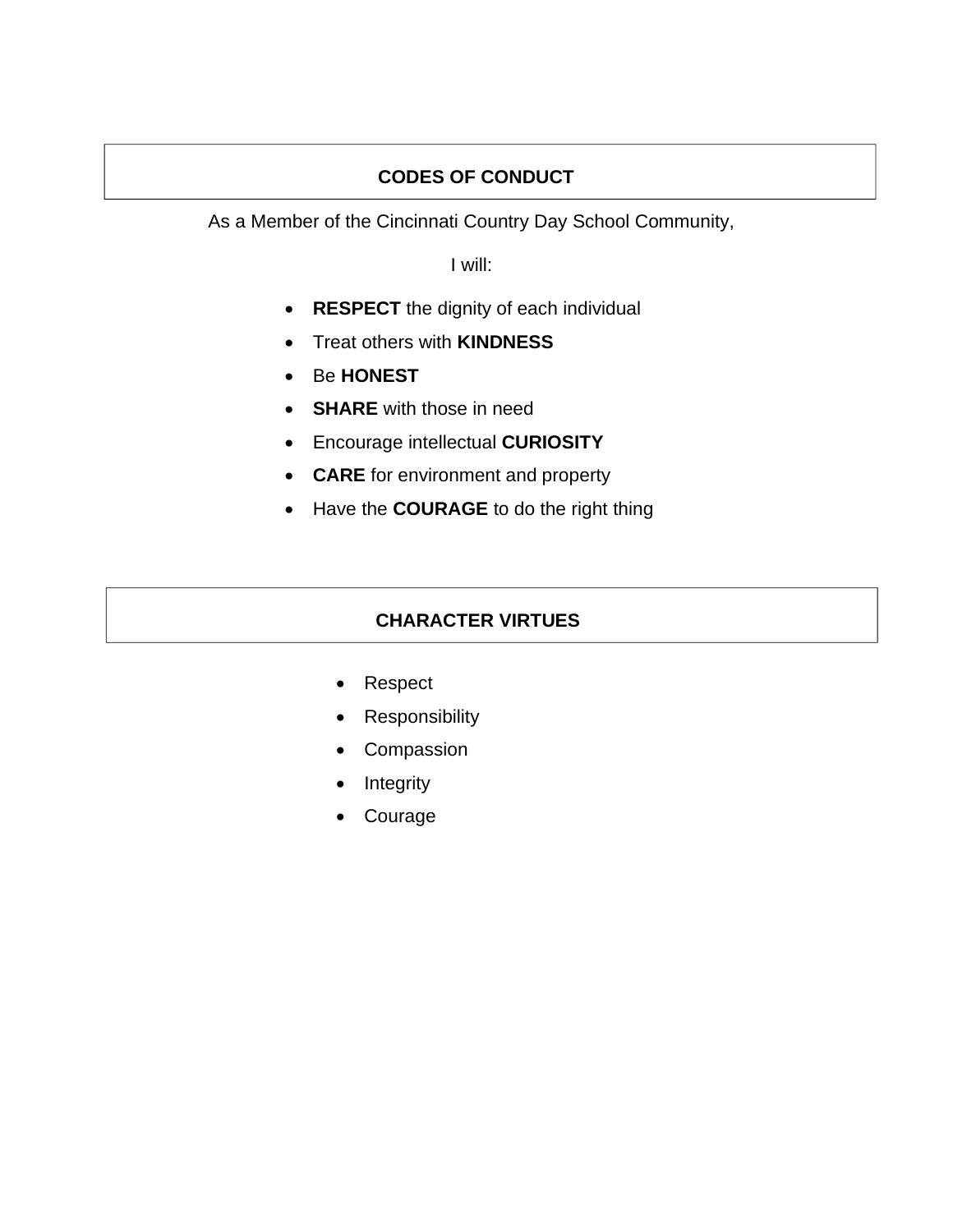## CODES OF CONDUCT

As a Member of the Cincinnati Country Day School Community,

I will:

- **RESPECT** the dignity of each individual
- Treat others with **KINDNESS**
- Be **HONEST**
- **SHARE** with those in need
- Encourage intellectual **CURIOSITY**
- **CARE** for environment and property
- Have the **COURAGE** to do the right thing

## CHARACTER VIRTUES

- Respect
- Responsibility
- Compassion
- Integrity
- Courage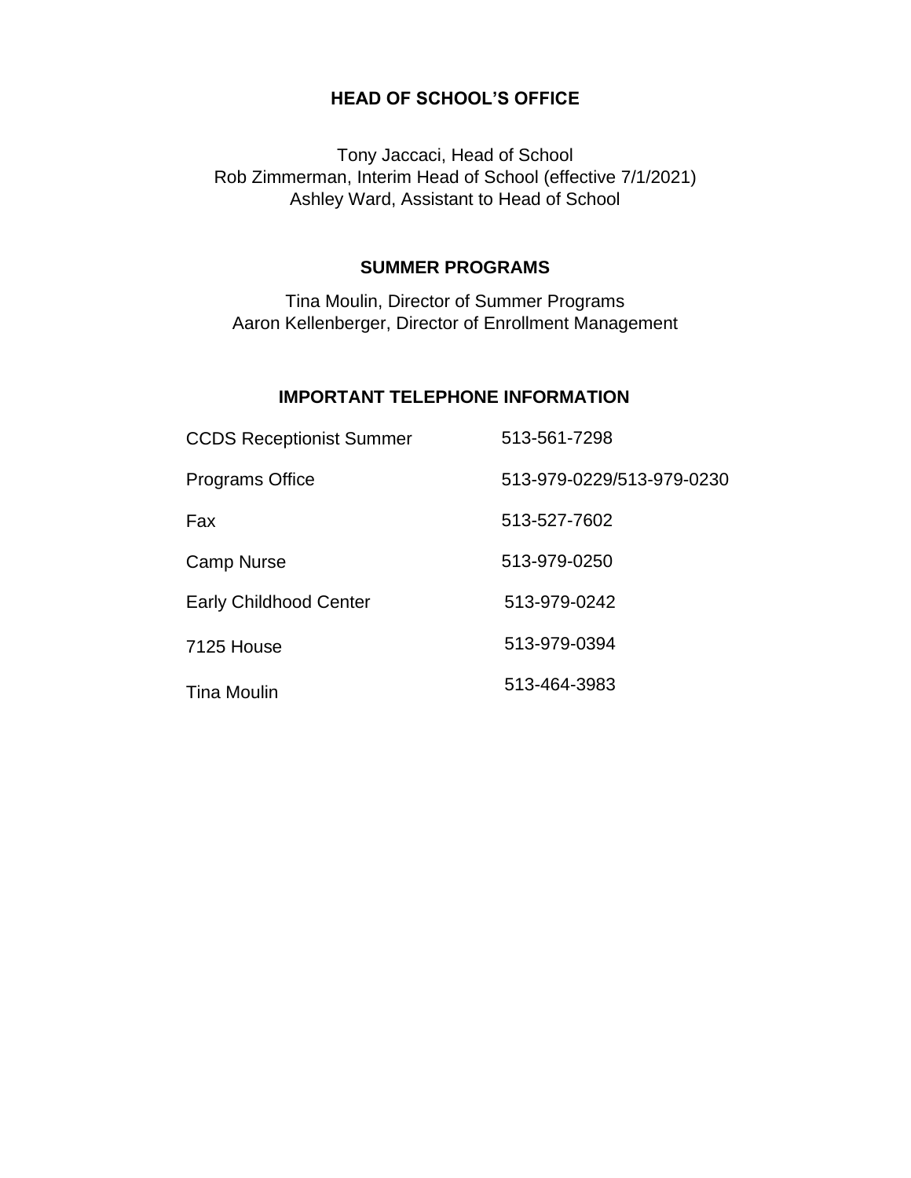## HEAD OF SCHOOL'S OFFICE

Tony Jaccaci, Head of School
Rob Zimmerman, Interim Head of School (effective 7/1/2021)
Ashley Ward, Assistant to Head of School

## SUMMER PROGRAMS

Tina Moulin, Director of Summer Programs
Aaron Kellenberger, Director of Enrollment Management

## IMPORTANT TELEPHONE INFORMATION

| | |
|---|---|
| CCDS Receptionist Summer | 513-561-7298 |
| Programs Office | 513-979-0229/513-979-0230 |
| Fax | 513-527-7602 |
| Camp Nurse | 513-979-0250 |
| Early Childhood Center | 513-979-0242 |
| 7125 House | 513-979-0394 |
| Tina Moulin | 513-464-3983 |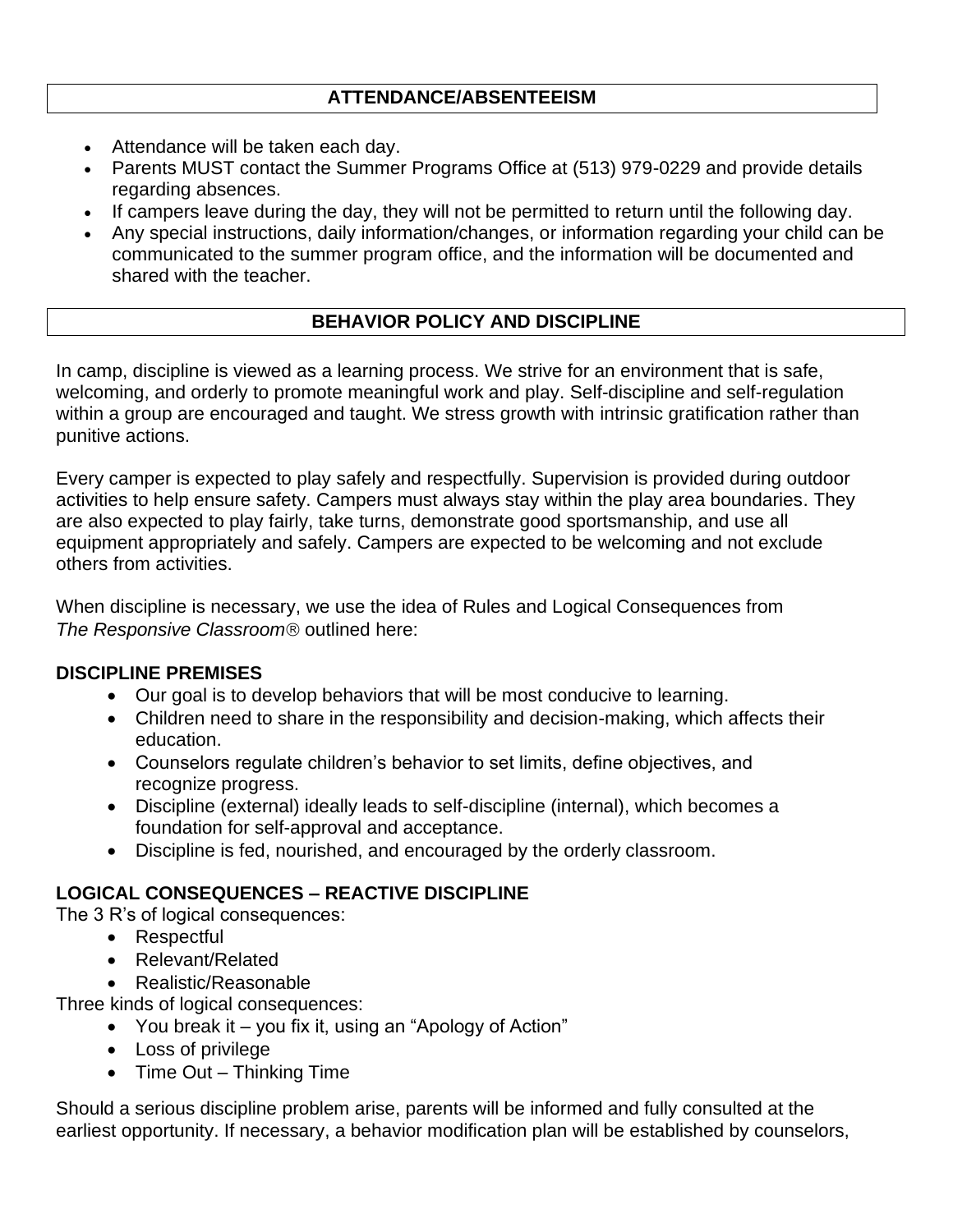## ATTENDANCE/ABSENTEEISM

- Attendance will be taken each day.
- Parents MUST contact the Summer Programs Office at (513) 979-0229 and provide details regarding absences.
- If campers leave during the day, they will not be permitted to return until the following day.
- Any special instructions, daily information/changes, or information regarding your child can be communicated to the summer program office, and the information will be documented and shared with the teacher.

## BEHAVIOR POLICY AND DISCIPLINE

In camp, discipline is viewed as a learning process. We strive for an environment that is safe, welcoming, and orderly to promote meaningful work and play. Self-discipline and self-regulation within a group are encouraged and taught. We stress growth with intrinsic gratification rather than punitive actions.

Every camper is expected to play safely and respectfully. Supervision is provided during outdoor activities to help ensure safety. Campers must always stay within the play area boundaries. They are also expected to play fairly, take turns, demonstrate good sportsmanship, and use all equipment appropriately and safely. Campers are expected to be welcoming and not exclude others from activities.

When discipline is necessary, we use the idea of Rules and Logical Consequences from *The Responsive Classroom®* outlined here:

### DISCIPLINE PREMISES

- Our goal is to develop behaviors that will be most conducive to learning.
- Children need to share in the responsibility and decision-making, which affects their education.
- Counselors regulate children's behavior to set limits, define objectives, and recognize progress.
- Discipline (external) ideally leads to self-discipline (internal), which becomes a foundation for self-approval and acceptance.
- Discipline is fed, nourished, and encouraged by the orderly classroom.

### LOGICAL CONSEQUENCES – REACTIVE DISCIPLINE

The 3 R's of logical consequences:

- Respectful
- Relevant/Related
- Realistic/Reasonable

Three kinds of logical consequences:

- You break it – you fix it, using an "Apology of Action"
- Loss of privilege
- Time Out – Thinking Time

Should a serious discipline problem arise, parents will be informed and fully consulted at the earliest opportunity. If necessary, a behavior modification plan will be established by counselors,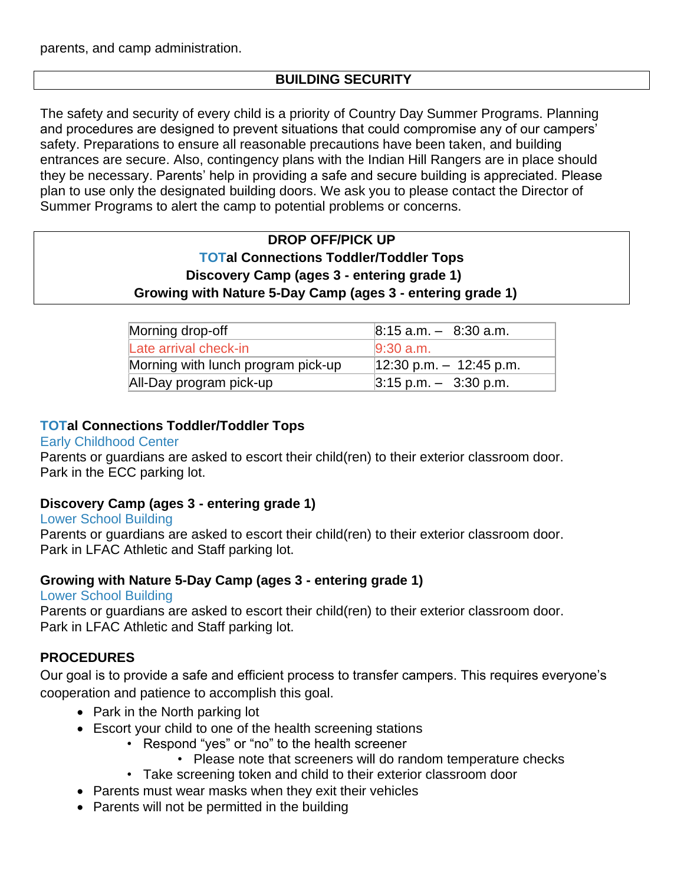parents, and camp administration.

## BUILDING SECURITY

The safety and security of every child is a priority of Country Day Summer Programs. Planning and procedures are designed to prevent situations that could compromise any of our campers' safety. Preparations to ensure all reasonable precautions have been taken, and building entrances are secure. Also, contingency plans with the Indian Hill Rangers are in place should they be necessary. Parents' help in providing a safe and secure building is appreciated. Please plan to use only the designated building doors. We ask you to please contact the Director of Summer Programs to alert the camp to potential problems or concerns.

## DROP OFF/PICK UP

**TOTal Connections Toddler/Toddler Tops**
**Discovery Camp (ages 3 - entering grade 1)**
**Growing with Nature 5-Day Camp (ages 3 - entering grade 1)**

| | |
|---|---|
| Morning drop-off | 8:15 a.m. – 8:30 a.m. |
| Late arrival check-in | 9:30 a.m. |
| Morning with lunch program pick-up | 12:30 p.m. – 12:45 p.m. |
| All-Day program pick-up | 3:15 p.m. – 3:30 p.m. |

### TOTal Connections Toddler/Toddler Tops

Early Childhood Center
Parents or guardians are asked to escort their child(ren) to their exterior classroom door. Park in the ECC parking lot.

### Discovery Camp (ages 3 - entering grade 1)

Lower School Building
Parents or guardians are asked to escort their child(ren) to their exterior classroom door. Park in LFAC Athletic and Staff parking lot.

### Growing with Nature 5-Day Camp (ages 3 - entering grade 1)

Lower School Building
Parents or guardians are asked to escort their child(ren) to their exterior classroom door. Park in LFAC Athletic and Staff parking lot.

### PROCEDURES

Our goal is to provide a safe and efficient process to transfer campers. This requires everyone's cooperation and patience to accomplish this goal.

- Park in the North parking lot
- Escort your child to one of the health screening stations
  - Respond "yes" or "no" to the health screener
    - Please note that screeners will do random temperature checks
  - Take screening token and child to their exterior classroom door
- Parents must wear masks when they exit their vehicles
- Parents will not be permitted in the building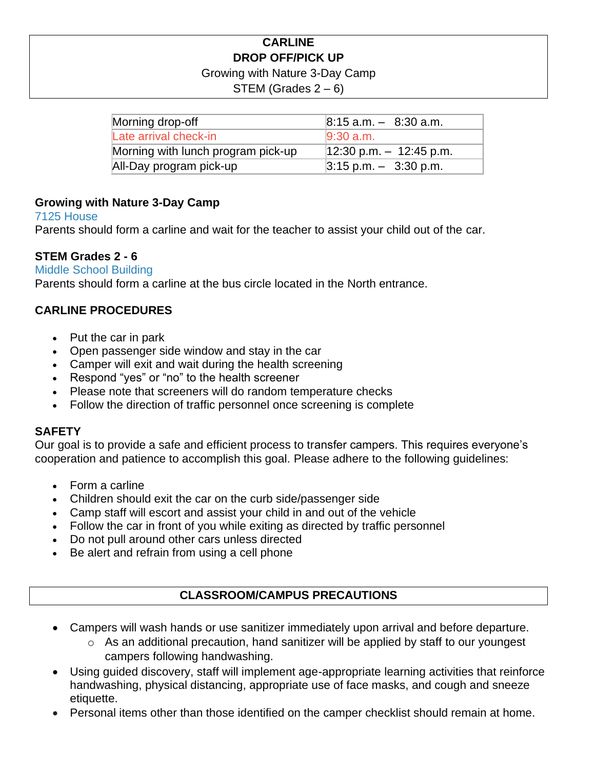# CARLINE
# DROP OFF/PICK UP

Growing with Nature 3-Day Camp

STEM (Grades 2 – 6)

| Morning drop-off | 8:15 a.m. – 8:30 a.m. |
|---|---|
| Late arrival check-in | 9:30 a.m. |
| Morning with lunch program pick-up | 12:30 p.m. – 12:45 p.m. |
| All-Day program pick-up | 3:15 p.m. – 3:30 p.m. |

**Growing with Nature 3-Day Camp**

7125 House

Parents should form a carline and wait for the teacher to assist your child out of the car.

**STEM Grades 2 - 6**

Middle School Building

Parents should form a carline at the bus circle located in the North entrance.

## CARLINE PROCEDURES

- Put the car in park
- Open passenger side window and stay in the car
- Camper will exit and wait during the health screening
- Respond "yes" or "no" to the health screener
- Please note that screeners will do random temperature checks
- Follow the direction of traffic personnel once screening is complete

## SAFETY

Our goal is to provide a safe and efficient process to transfer campers. This requires everyone's cooperation and patience to accomplish this goal. Please adhere to the following guidelines:

- Form a carline
- Children should exit the car on the curb side/passenger side
- Camp staff will escort and assist your child in and out of the vehicle
- Follow the car in front of you while exiting as directed by traffic personnel
- Do not pull around other cars unless directed
- Be alert and refrain from using a cell phone

## CLASSROOM/CAMPUS PRECAUTIONS

- Campers will wash hands or use sanitizer immediately upon arrival and before departure.
  - As an additional precaution, hand sanitizer will be applied by staff to our youngest campers following handwashing.
- Using guided discovery, staff will implement age-appropriate learning activities that reinforce handwashing, physical distancing, appropriate use of face masks, and cough and sneeze etiquette.
- Personal items other than those identified on the camper checklist should remain at home.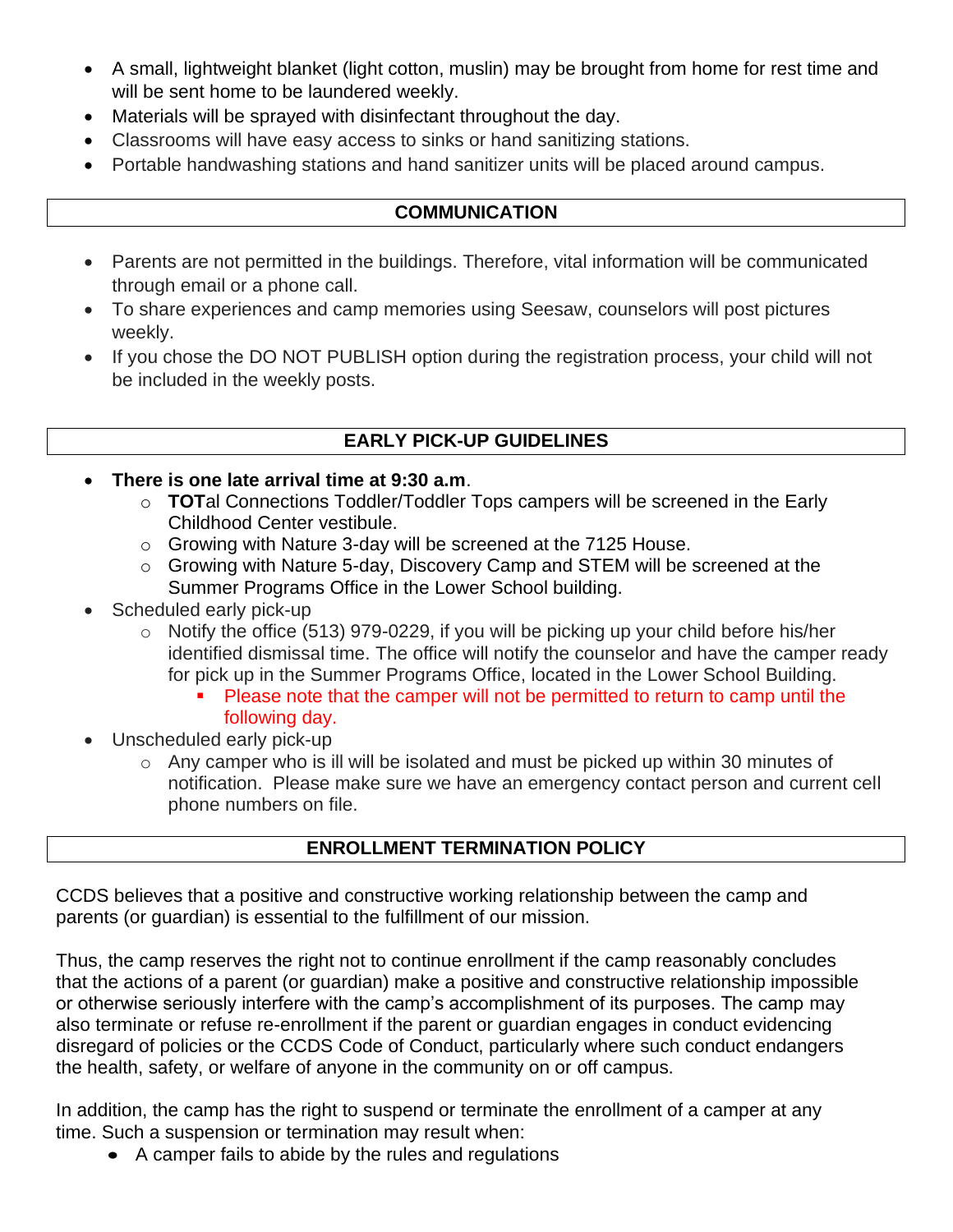- A small, lightweight blanket (light cotton, muslin) may be brought from home for rest time and will be sent home to be laundered weekly.
- Materials will be sprayed with disinfectant throughout the day.
- Classrooms will have easy access to sinks or hand sanitizing stations.
- Portable handwashing stations and hand sanitizer units will be placed around campus.

## COMMUNICATION

- Parents are not permitted in the buildings. Therefore, vital information will be communicated through email or a phone call.
- To share experiences and camp memories using Seesaw, counselors will post pictures weekly.
- If you chose the DO NOT PUBLISH option during the registration process, your child will not be included in the weekly posts.

## EARLY PICK-UP GUIDELINES

- **There is one late arrival time at 9:30 a.m**.
  - **TOT**al Connections Toddler/Toddler Tops campers will be screened in the Early Childhood Center vestibule.
  - Growing with Nature 3-day will be screened at the 7125 House.
  - Growing with Nature 5-day, Discovery Camp and STEM will be screened at the Summer Programs Office in the Lower School building.
- Scheduled early pick-up
  - Notify the office (513) 979-0229, if you will be picking up your child before his/her identified dismissal time. The office will notify the counselor and have the camper ready for pick up in the Summer Programs Office, located in the Lower School Building.
    - Please note that the camper will not be permitted to return to camp until the following day.
- Unscheduled early pick-up
  - Any camper who is ill will be isolated and must be picked up within 30 minutes of notification. Please make sure we have an emergency contact person and current cell phone numbers on file.

## ENROLLMENT TERMINATION POLICY

CCDS believes that a positive and constructive working relationship between the camp and parents (or guardian) is essential to the fulfillment of our mission.

Thus, the camp reserves the right not to continue enrollment if the camp reasonably concludes that the actions of a parent (or guardian) make a positive and constructive relationship impossible or otherwise seriously interfere with the camp's accomplishment of its purposes. The camp may also terminate or refuse re-enrollment if the parent or guardian engages in conduct evidencing disregard of policies or the CCDS Code of Conduct, particularly where such conduct endangers the health, safety, or welfare of anyone in the community on or off campus.

In addition, the camp has the right to suspend or terminate the enrollment of a camper at any time. Such a suspension or termination may result when:

- A camper fails to abide by the rules and regulations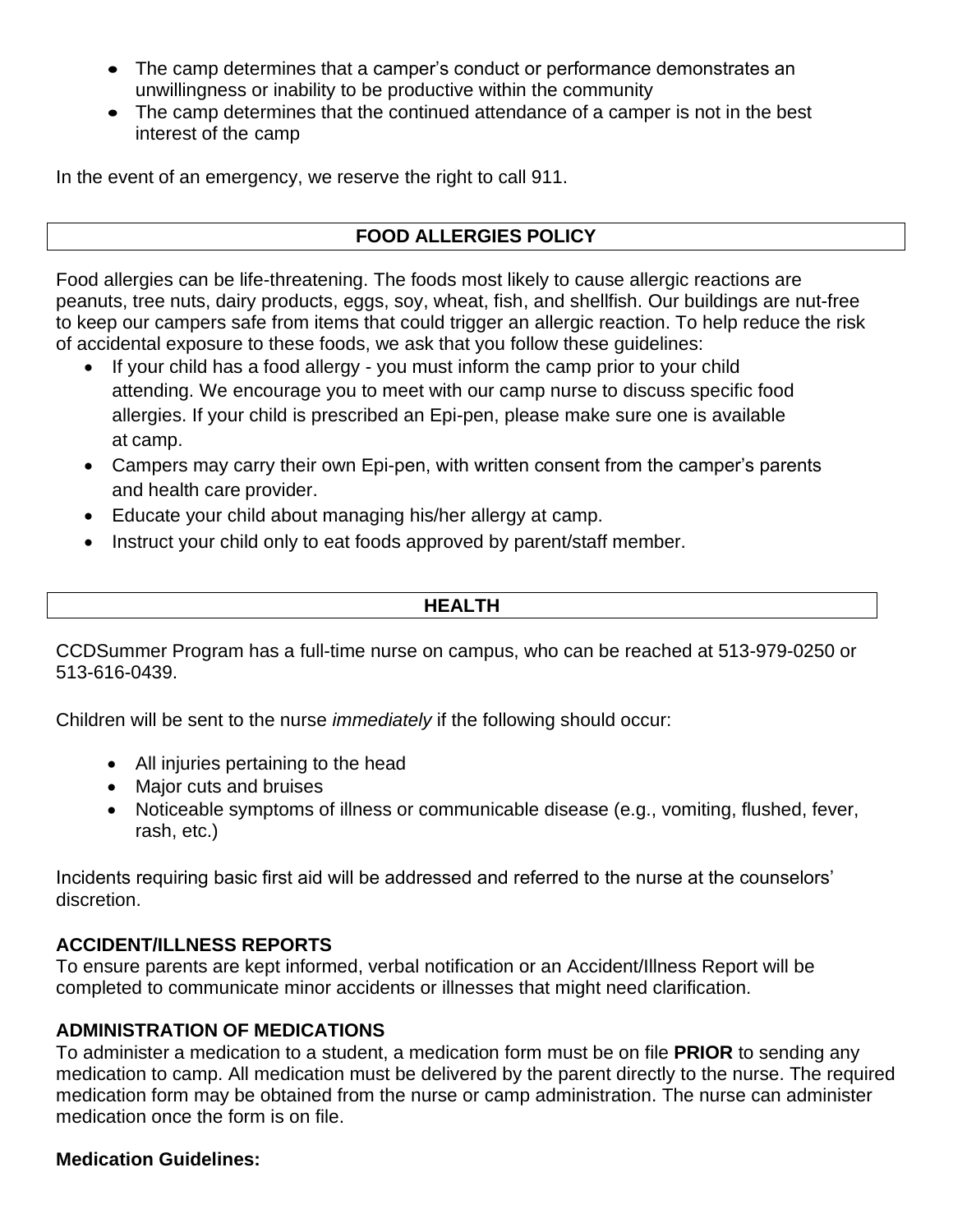- The camp determines that a camper's conduct or performance demonstrates an unwillingness or inability to be productive within the community
- The camp determines that the continued attendance of a camper is not in the best interest of the camp

In the event of an emergency, we reserve the right to call 911.

## FOOD ALLERGIES POLICY

Food allergies can be life-threatening. The foods most likely to cause allergic reactions are peanuts, tree nuts, dairy products, eggs, soy, wheat, fish, and shellfish. Our buildings are nut-free to keep our campers safe from items that could trigger an allergic reaction. To help reduce the risk of accidental exposure to these foods, we ask that you follow these guidelines:

- If your child has a food allergy - you must inform the camp prior to your child attending. We encourage you to meet with our camp nurse to discuss specific food allergies. If your child is prescribed an Epi-pen, please make sure one is available at camp.
- Campers may carry their own Epi-pen, with written consent from the camper's parents and health care provider.
- Educate your child about managing his/her allergy at camp.
- Instruct your child only to eat foods approved by parent/staff member.

## HEALTH

CCDSummer Program has a full-time nurse on campus, who can be reached at 513-979-0250 or 513-616-0439.

Children will be sent to the nurse *immediately* if the following should occur:

- All injuries pertaining to the head
- Major cuts and bruises
- Noticeable symptoms of illness or communicable disease (e.g., vomiting, flushed, fever, rash, etc.)

Incidents requiring basic first aid will be addressed and referred to the nurse at the counselors' discretion.

### ACCIDENT/ILLNESS REPORTS

To ensure parents are kept informed, verbal notification or an Accident/Illness Report will be completed to communicate minor accidents or illnesses that might need clarification.

### ADMINISTRATION OF MEDICATIONS

To administer a medication to a student, a medication form must be on file **PRIOR** to sending any medication to camp. All medication must be delivered by the parent directly to the nurse. The required medication form may be obtained from the nurse or camp administration. The nurse can administer medication once the form is on file.

### Medication Guidelines: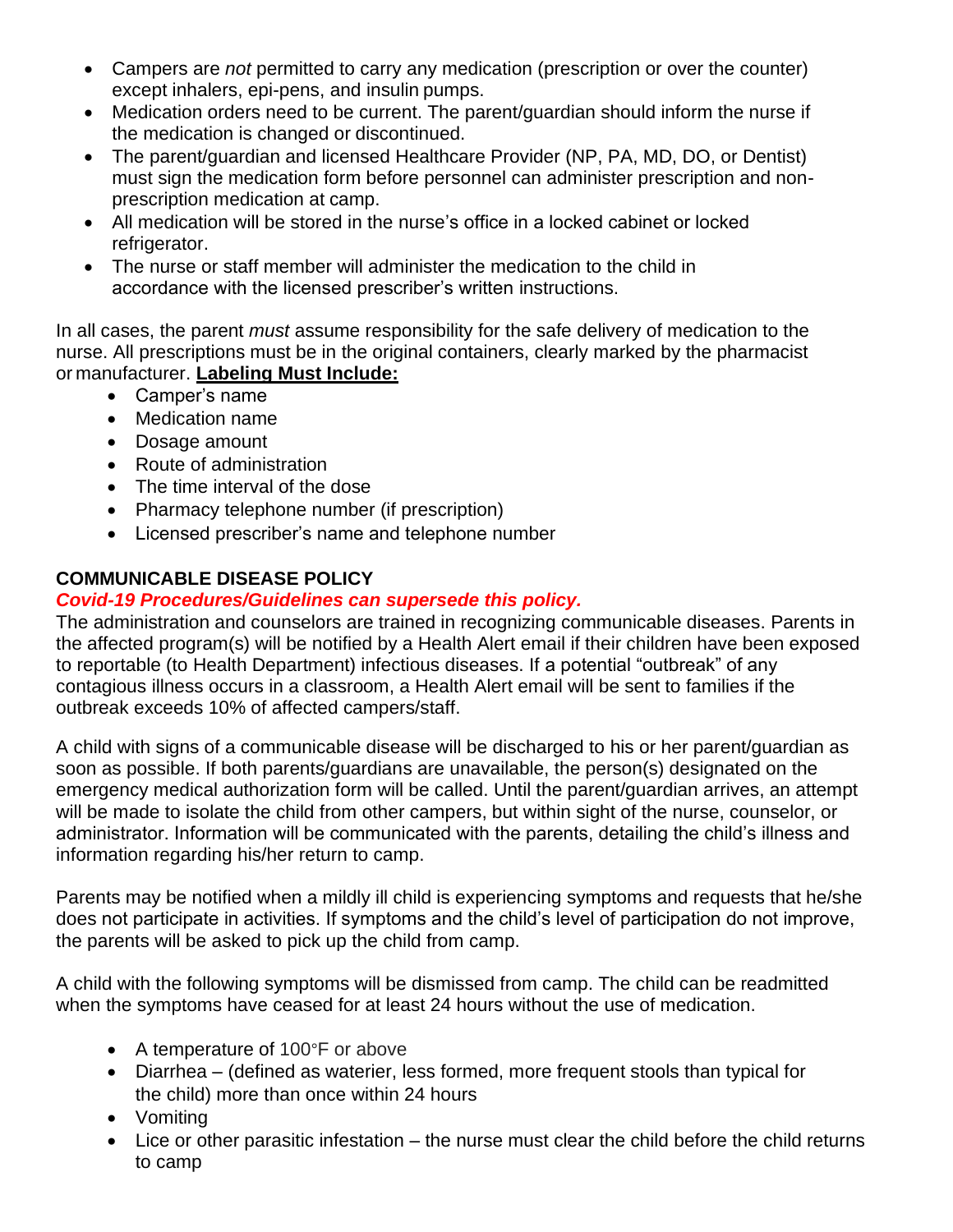- Campers are *not* permitted to carry any medication (prescription or over the counter) except inhalers, epi-pens, and insulin pumps.
- Medication orders need to be current. The parent/guardian should inform the nurse if the medication is changed or discontinued.
- The parent/guardian and licensed Healthcare Provider (NP, PA, MD, DO, or Dentist) must sign the medication form before personnel can administer prescription and non-prescription medication at camp.
- All medication will be stored in the nurse's office in a locked cabinet or locked refrigerator.
- The nurse or staff member will administer the medication to the child in accordance with the licensed prescriber's written instructions.

In all cases, the parent *must* assume responsibility for the safe delivery of medication to the nurse. All prescriptions must be in the original containers, clearly marked by the pharmacist or manufacturer. **<u>Labeling Must Include:</u>**

- Camper's name
- Medication name
- Dosage amount
- Route of administration
- The time interval of the dose
- Pharmacy telephone number (if prescription)
- Licensed prescriber's name and telephone number

**COMMUNICABLE DISEASE POLICY**

***Covid-19 Procedures/Guidelines can supersede this policy.***

The administration and counselors are trained in recognizing communicable diseases. Parents in the affected program(s) will be notified by a Health Alert email if their children have been exposed to reportable (to Health Department) infectious diseases. If a potential "outbreak" of any contagious illness occurs in a classroom, a Health Alert email will be sent to families if the outbreak exceeds 10% of affected campers/staff.

A child with signs of a communicable disease will be discharged to his or her parent/guardian as soon as possible. If both parents/guardians are unavailable, the person(s) designated on the emergency medical authorization form will be called. Until the parent/guardian arrives, an attempt will be made to isolate the child from other campers, but within sight of the nurse, counselor, or administrator. Information will be communicated with the parents, detailing the child's illness and information regarding his/her return to camp.

Parents may be notified when a mildly ill child is experiencing symptoms and requests that he/she does not participate in activities. If symptoms and the child's level of participation do not improve, the parents will be asked to pick up the child from camp.

A child with the following symptoms will be dismissed from camp. The child can be readmitted when the symptoms have ceased for at least 24 hours without the use of medication.

- A temperature of 100°F or above
- Diarrhea – (defined as waterier, less formed, more frequent stools than typical for the child) more than once within 24 hours
- Vomiting
- Lice or other parasitic infestation – the nurse must clear the child before the child returns to camp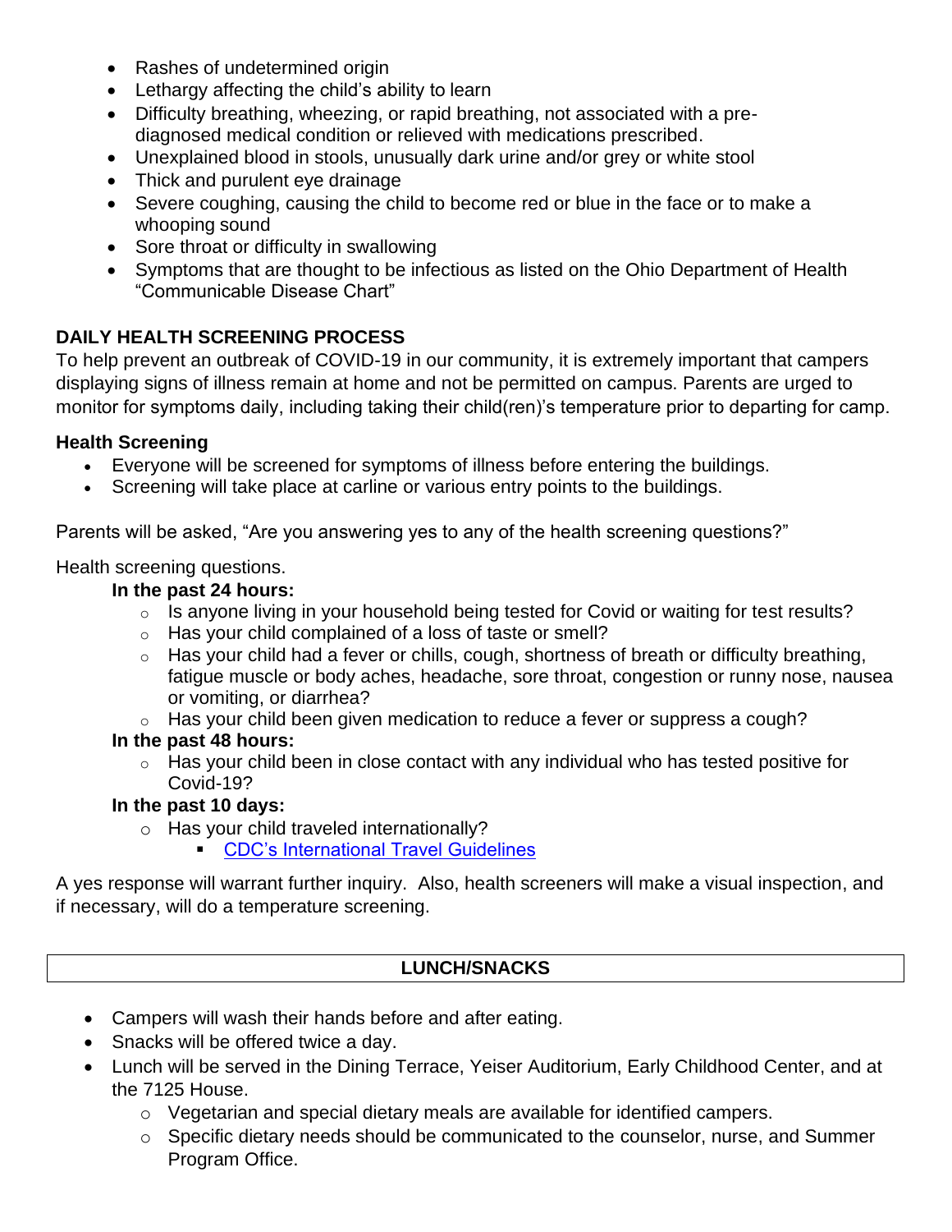- Rashes of undetermined origin
- Lethargy affecting the child's ability to learn
- Difficulty breathing, wheezing, or rapid breathing, not associated with a pre-diagnosed medical condition or relieved with medications prescribed.
- Unexplained blood in stools, unusually dark urine and/or grey or white stool
- Thick and purulent eye drainage
- Severe coughing, causing the child to become red or blue in the face or to make a whooping sound
- Sore throat or difficulty in swallowing
- Symptoms that are thought to be infectious as listed on the Ohio Department of Health "Communicable Disease Chart"

**DAILY HEALTH SCREENING PROCESS**

To help prevent an outbreak of COVID-19 in our community, it is extremely important that campers displaying signs of illness remain at home and not be permitted on campus. Parents are urged to monitor for symptoms daily, including taking their child(ren)'s temperature prior to departing for camp.

**Health Screening**

- Everyone will be screened for symptoms of illness before entering the buildings.
- Screening will take place at carline or various entry points to the buildings.

Parents will be asked, "Are you answering yes to any of the health screening questions?"

Health screening questions.

**In the past 24 hours:**

- Is anyone living in your household being tested for Covid or waiting for test results?
- Has your child complained of a loss of taste or smell?
- Has your child had a fever or chills, cough, shortness of breath or difficulty breathing, fatigue muscle or body aches, headache, sore throat, congestion or runny nose, nausea or vomiting, or diarrhea?
- Has your child been given medication to reduce a fever or suppress a cough?

**In the past 48 hours:**

- Has your child been in close contact with any individual who has tested positive for Covid-19?

**In the past 10 days:**

- Has your child traveled internationally?
  - CDC's International Travel Guidelines

A yes response will warrant further inquiry. Also, health screeners will make a visual inspection, and if necessary, will do a temperature screening.

**LUNCH/SNACKS**

- Campers will wash their hands before and after eating.
- Snacks will be offered twice a day.
- Lunch will be served in the Dining Terrace, Yeiser Auditorium, Early Childhood Center, and at the 7125 House.
  - Vegetarian and special dietary meals are available for identified campers.
  - Specific dietary needs should be communicated to the counselor, nurse, and Summer Program Office.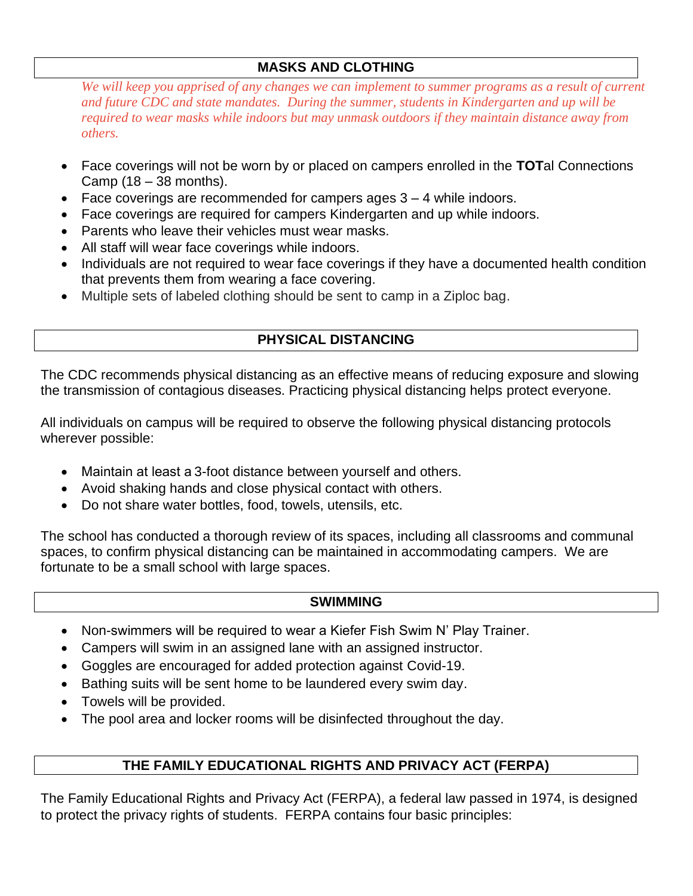## MASKS AND CLOTHING

*We will keep you apprised of any changes we can implement to summer programs as a result of current and future CDC and state mandates. During the summer, students in Kindergarten and up will be required to wear masks while indoors but may unmask outdoors if they maintain distance away from others.*

- Face coverings will not be worn by or placed on campers enrolled in the **TOT**al Connections Camp (18 – 38 months).
- Face coverings are recommended for campers ages 3 – 4 while indoors.
- Face coverings are required for campers Kindergarten and up while indoors.
- Parents who leave their vehicles must wear masks.
- All staff will wear face coverings while indoors.
- Individuals are not required to wear face coverings if they have a documented health condition that prevents them from wearing a face covering.
- Multiple sets of labeled clothing should be sent to camp in a Ziploc bag.

## PHYSICAL DISTANCING

The CDC recommends physical distancing as an effective means of reducing exposure and slowing the transmission of contagious diseases. Practicing physical distancing helps protect everyone.

All individuals on campus will be required to observe the following physical distancing protocols wherever possible:

- Maintain at least a 3-foot distance between yourself and others.
- Avoid shaking hands and close physical contact with others.
- Do not share water bottles, food, towels, utensils, etc.

The school has conducted a thorough review of its spaces, including all classrooms and communal spaces, to confirm physical distancing can be maintained in accommodating campers. We are fortunate to be a small school with large spaces.

## SWIMMING

- Non-swimmers will be required to wear a Kiefer Fish Swim N' Play Trainer.
- Campers will swim in an assigned lane with an assigned instructor.
- Goggles are encouraged for added protection against Covid-19.
- Bathing suits will be sent home to be laundered every swim day.
- Towels will be provided.
- The pool area and locker rooms will be disinfected throughout the day.

## THE FAMILY EDUCATIONAL RIGHTS AND PRIVACY ACT (FERPA)

The Family Educational Rights and Privacy Act (FERPA), a federal law passed in 1974, is designed to protect the privacy rights of students. FERPA contains four basic principles: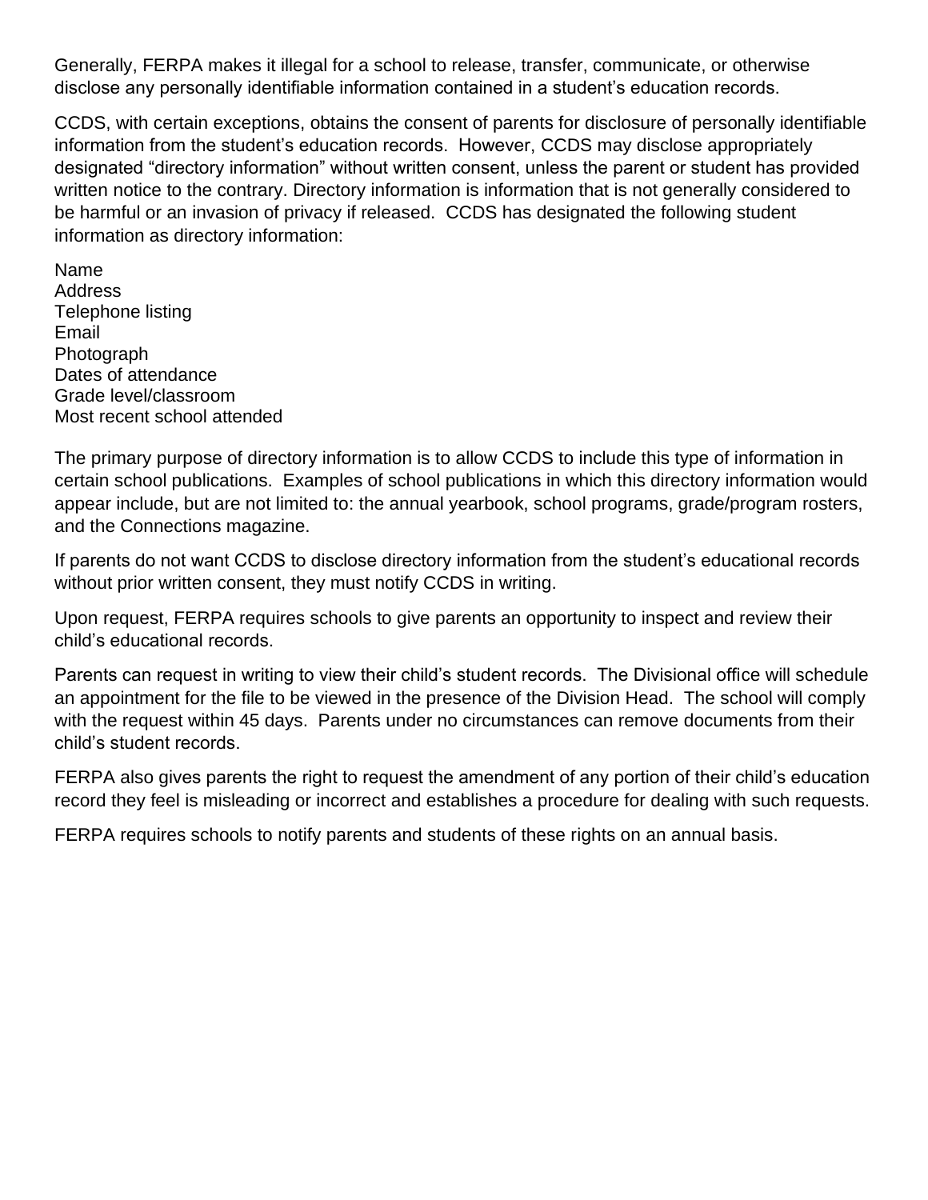Generally, FERPA makes it illegal for a school to release, transfer, communicate, or otherwise disclose any personally identifiable information contained in a student's education records.

CCDS, with certain exceptions, obtains the consent of parents for disclosure of personally identifiable information from the student's education records. However, CCDS may disclose appropriately designated "directory information" without written consent, unless the parent or student has provided written notice to the contrary. Directory information is information that is not generally considered to be harmful or an invasion of privacy if released. CCDS has designated the following student information as directory information:

Name
Address
Telephone listing
Email
Photograph
Dates of attendance
Grade level/classroom
Most recent school attended

The primary purpose of directory information is to allow CCDS to include this type of information in certain school publications. Examples of school publications in which this directory information would appear include, but are not limited to: the annual yearbook, school programs, grade/program rosters, and the Connections magazine.

If parents do not want CCDS to disclose directory information from the student's educational records without prior written consent, they must notify CCDS in writing.

Upon request, FERPA requires schools to give parents an opportunity to inspect and review their child's educational records.

Parents can request in writing to view their child's student records. The Divisional office will schedule an appointment for the file to be viewed in the presence of the Division Head. The school will comply with the request within 45 days. Parents under no circumstances can remove documents from their child's student records.

FERPA also gives parents the right to request the amendment of any portion of their child's education record they feel is misleading or incorrect and establishes a procedure for dealing with such requests.

FERPA requires schools to notify parents and students of these rights on an annual basis.